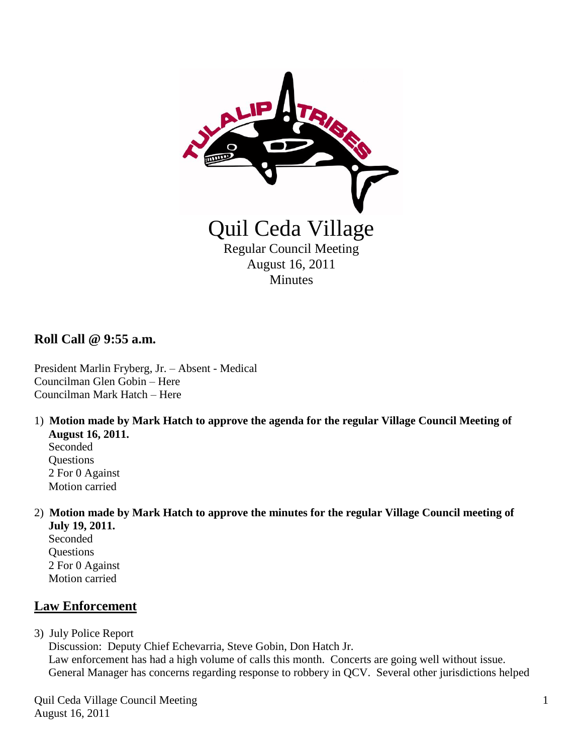# Quil Ceda Village

Regular Council Meeting
August 16, 2011
Minutes

## Roll Call @ 9:55 a.m.

President Marlin Fryberg, Jr. – Absent - Medical
Councilman Glen Gobin – Here
Councilman Mark Hatch – Here

1) **Motion made by Mark Hatch to approve the agenda for the regular Village Council Meeting of August 16, 2011.**
   Seconded
   Questions
   2 For 0 Against
   Motion carried

2) **Motion made by Mark Hatch to approve the minutes for the regular Village Council meeting of July 19, 2011.**
   Seconded
   Questions
   2 For 0 Against
   Motion carried

## Law Enforcement

3) July Police Report
   Discussion: Deputy Chief Echevarria, Steve Gobin, Don Hatch Jr.
   Law enforcement has had a high volume of calls this month. Concerts are going well without issue.
   General Manager has concerns regarding response to robbery in QCV. Several other jurisdictions helped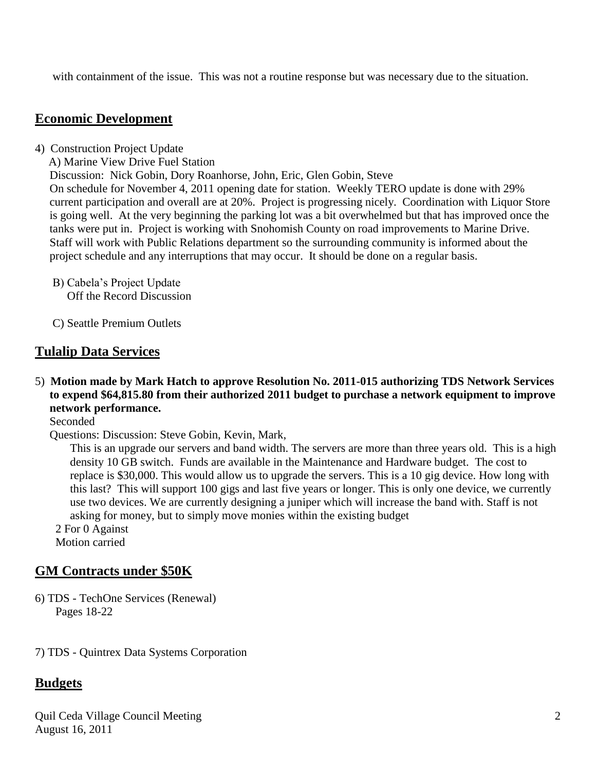with containment of the issue. This was not a routine response but was necessary due to the situation.

## Economic Development

4) Construction Project Update

A) Marine View Drive Fuel Station

Discussion: Nick Gobin, Dory Roanhorse, John, Eric, Glen Gobin, Steve

On schedule for November 4, 2011 opening date for station. Weekly TERO update is done with 29% current participation and overall are at 20%. Project is progressing nicely. Coordination with Liquor Store is going well. At the very beginning the parking lot was a bit overwhelmed but that has improved once the tanks were put in. Project is working with Snohomish County on road improvements to Marine Drive. Staff will work with Public Relations department so the surrounding community is informed about the project schedule and any interruptions that may occur. It should be done on a regular basis.

B) Cabela's Project Update

Off the Record Discussion

C) Seattle Premium Outlets

## Tulalip Data Services

5) **Motion made by Mark Hatch to approve Resolution No. 2011-015 authorizing TDS Network Services to expend $64,815.80 from their authorized 2011 budget to purchase a network equipment to improve network performance.**

Seconded

Questions: Discussion: Steve Gobin, Kevin, Mark,

This is an upgrade our servers and band width. The servers are more than three years old. This is a high density 10 GB switch. Funds are available in the Maintenance and Hardware budget. The cost to replace is $30,000. This would allow us to upgrade the servers. This is a 10 gig device. How long with this last? This will support 100 gigs and last five years or longer. This is only one device, we currently use two devices. We are currently designing a juniper which will increase the band with. Staff is not asking for money, but to simply move monies within the existing budget

2 For 0 Against

Motion carried

## GM Contracts under $50K

6) TDS - TechOne Services (Renewal)

Pages 18-22

7) TDS - Quintrex Data Systems Corporation

## Budgets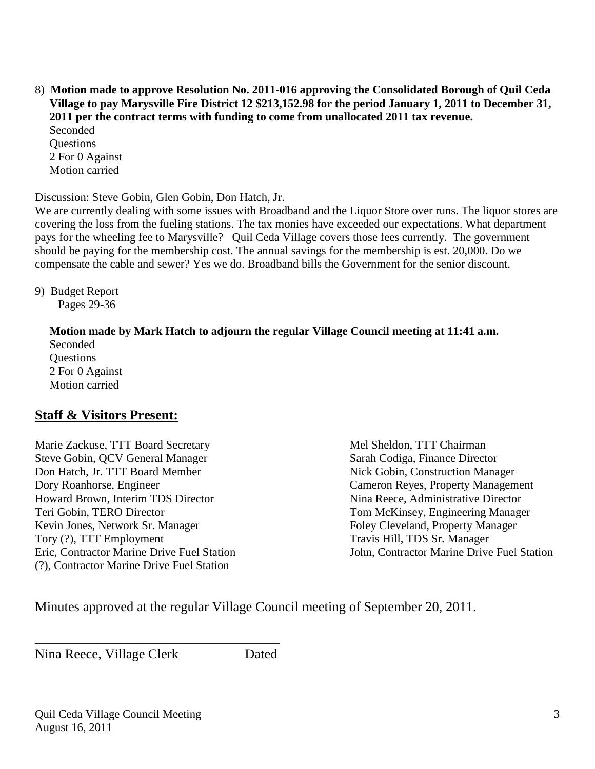8) **Motion made to approve Resolution No. 2011-016 approving the Consolidated Borough of Quil Ceda Village to pay Marysville Fire District 12 $213,152.98 for the period January 1, 2011 to December 31, 2011 per the contract terms with funding to come from unallocated 2011 tax revenue.**
   Seconded
   Questions
   2 For 0 Against
   Motion carried

Discussion: Steve Gobin, Glen Gobin, Don Hatch, Jr.
We are currently dealing with some issues with Broadband and the Liquor Store over runs. The liquor stores are covering the loss from the fueling stations. The tax monies have exceeded our expectations. What department pays for the wheeling fee to Marysville? Quil Ceda Village covers those fees currently. The government should be paying for the membership cost. The annual savings for the membership is est. 20,000. Do we compensate the cable and sewer? Yes we do. Broadband bills the Government for the senior discount.

9) Budget Report
   Pages 29-36

   **Motion made by Mark Hatch to adjourn the regular Village Council meeting at 11:41 a.m.**
   Seconded
   Questions
   2 For 0 Against
   Motion carried

## Staff & Visitors Present:

Marie Zackuse, TTT Board Secretary
Steve Gobin, QCV General Manager
Don Hatch, Jr. TTT Board Member
Dory Roanhorse, Engineer
Howard Brown, Interim TDS Director
Teri Gobin, TERO Director
Kevin Jones, Network Sr. Manager
Tory (?), TTT Employment
Eric, Contractor Marine Drive Fuel Station
(?), Contractor Marine Drive Fuel Station
Mel Sheldon, TTT Chairman
Sarah Codiga, Finance Director
Nick Gobin, Construction Manager
Cameron Reyes, Property Management
Nina Reece, Administrative Director
Tom McKinsey, Engineering Manager
Foley Cleveland, Property Manager
Travis Hill, TDS Sr. Manager
John, Contractor Marine Drive Fuel Station

Minutes approved at the regular Village Council meeting of September 20, 2011.

_____________________________________
Nina Reece, Village Clerk Dated